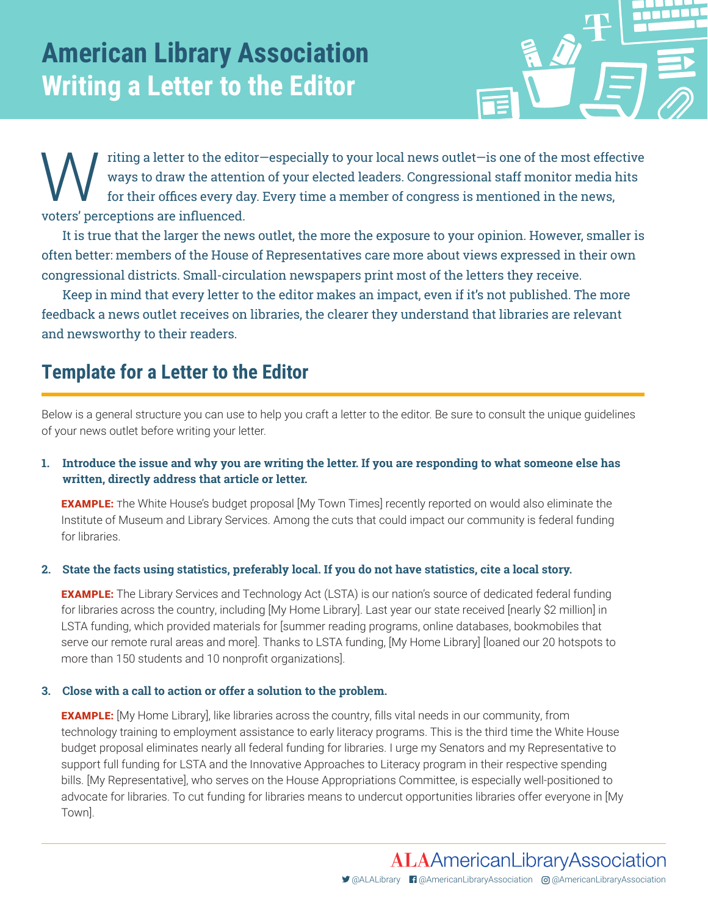# American Library Association
# Writing a Letter to the Editor

Writing a letter to the editor—especially to your local news outlet—is one of the most effective ways to draw the attention of your elected leaders. Congressional staff monitor media hits for their offices every day. Every time a member of congress is mentioned in the news, voters' perceptions are influenced.

It is true that the larger the news outlet, the more the exposure to your opinion. However, smaller is often better: members of the House of Representatives care more about views expressed in their own congressional districts. Small-circulation newspapers print most of the letters they receive.

Keep in mind that every letter to the editor makes an impact, even if it's not published. The more feedback a news outlet receives on libraries, the clearer they understand that libraries are relevant and newsworthy to their readers.

## Template for a Letter to the Editor

Below is a general structure you can use to help you craft a letter to the editor. Be sure to consult the unique guidelines of your news outlet before writing your letter.

1. **Introduce the issue and why you are writing the letter. If you are responding to what someone else has written, directly address that article or letter.**

   **EXAMPLE:** The White House's budget proposal [My Town Times] recently reported on would also eliminate the Institute of Museum and Library Services. Among the cuts that could impact our community is federal funding for libraries.

2. **State the facts using statistics, preferably local. If you do not have statistics, cite a local story.**

   **EXAMPLE:** The Library Services and Technology Act (LSTA) is our nation's source of dedicated federal funding for libraries across the country, including [My Home Library]. Last year our state received [nearly $2 million] in LSTA funding, which provided materials for [summer reading programs, online databases, bookmobiles that serve our remote rural areas and more]. Thanks to LSTA funding, [My Home Library] [loaned our 20 hotspots to more than 150 students and 10 nonprofit organizations].

3. **Close with a call to action or offer a solution to the problem.**

   **EXAMPLE:** [My Home Library], like libraries across the country, fills vital needs in our community, from technology training to employment assistance to early literacy programs. This is the third time the White House budget proposal eliminates nearly all federal funding for libraries. I urge my Senators and my Representative to support full funding for LSTA and the Innovative Approaches to Literacy program in their respective spending bills. [My Representative], who serves on the House Appropriations Committee, is especially well-positioned to advocate for libraries. To cut funding for libraries means to undercut opportunities libraries offer everyone in [My Town].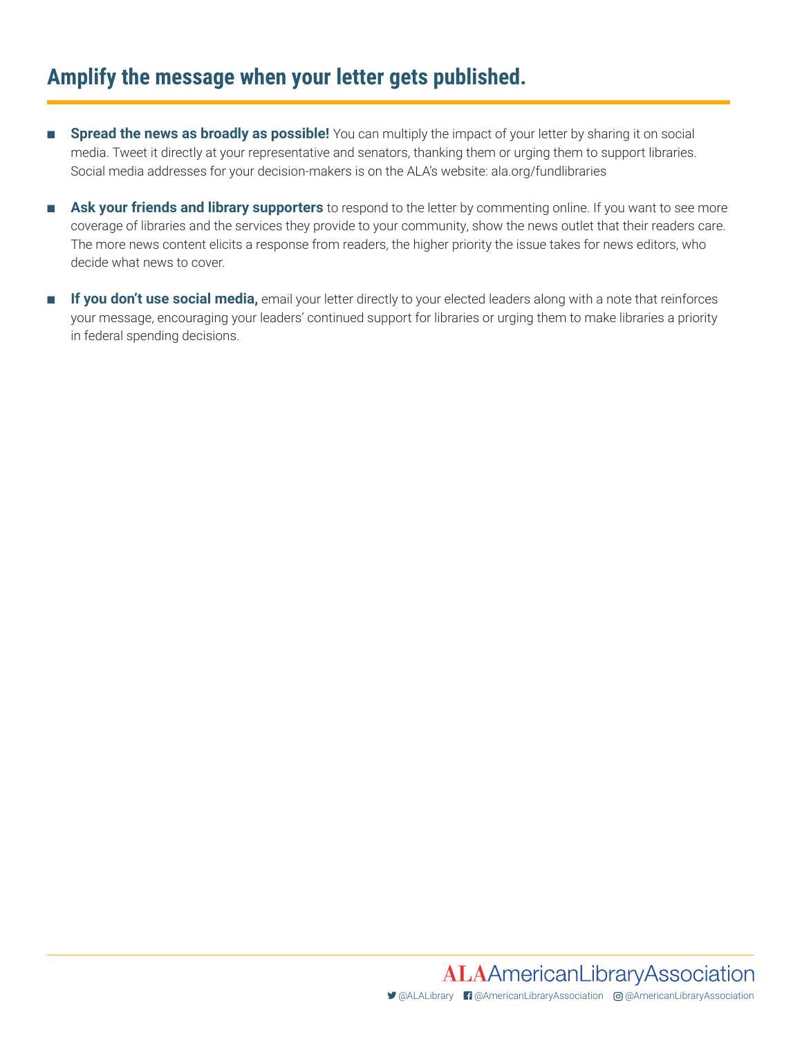## Amplify the message when your letter gets published.

- **Spread the news as broadly as possible!** You can multiply the impact of your letter by sharing it on social media. Tweet it directly at your representative and senators, thanking them or urging them to support libraries. Social media addresses for your decision-makers is on the ALA's website: ala.org/fundlibraries
- **Ask your friends and library supporters** to respond to the letter by commenting online. If you want to see more coverage of libraries and the services they provide to your community, show the news outlet that their readers care. The more news content elicits a response from readers, the higher priority the issue takes for news editors, who decide what news to cover.
- **If you don't use social media,** email your letter directly to your elected leaders along with a note that reinforces your message, encouraging your leaders' continued support for libraries or urging them to make libraries a priority in federal spending decisions.

ALA American Library Association

@ALALibrary @AmericanLibraryAssociation @AmericanLibraryAssociation